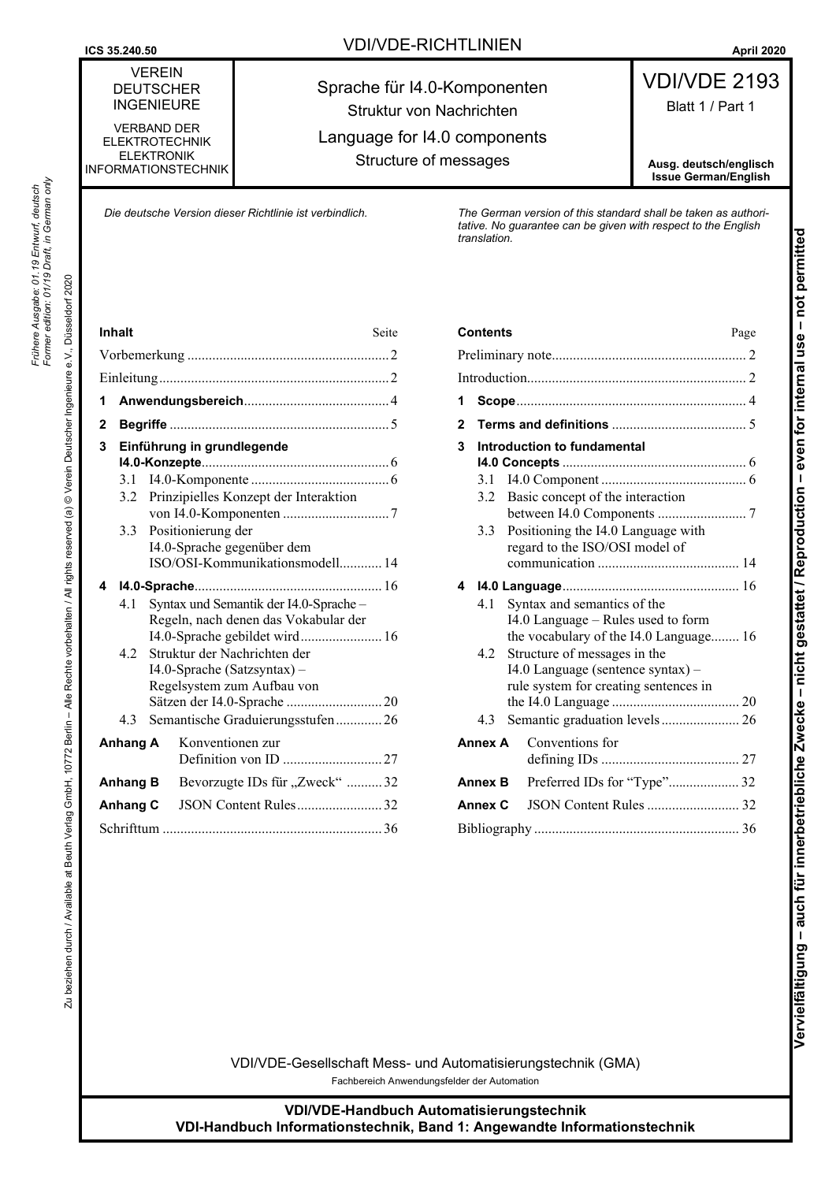ICS 35.240.50 — VDI/VDE-RICHTLINIEN — April 2020

| VEREIN DEUTSCHER INGENIEURE<br>VERBAND DER ELEKTROTECHNIK ELEKTRONIK INFORMATIONSTECHNIK | Sprache für I4.0-Komponenten<br>Struktur von Nachrichten<br>Language for I4.0 components<br>Structure of messages | VDI/VDE 2193<br>Blatt 1 / Part 1<br>**Ausg. deutsch/englisch**<br>**Issue German/English** |
|---|---|---|

*Die deutsche Version dieser Richtlinie ist verbindlich.*

*The German version of this standard shall be taken as authoritative. No guarantee can be given with respect to the English translation.*

*Frühere Ausgabe: 01.19 Entwurf, deutsch*
*Former edition: 01/19 Draft, in German only*

Zu beziehen durch / Available at Beuth Verlag GmbH, 10772 Berlin – Alle Rechte vorbehalten / All rights reserved (a) © Verein Deutscher Ingenieure e.V., Düsseldorf 2020

**Vervielfältigung – auch für innerbetriebliche Zwecke – nicht gestattet / Reproduction – even for internal use – not permitted**

**Inhalt** — Seite

Vorbemerkung ... 2
Einleitung ... 2
**1 Anwendungsbereich** ... 4
**2 Begriffe** ... 5
**3 Einführung in grundlegende I4.0-Konzepte** ... 6
  3.1 I4.0-Komponente ... 6
  3.2 Prinzipielles Konzept der Interaktion von I4.0-Komponenten ... 7
  3.3 Positionierung der I4.0-Sprache gegenüber dem ISO/OSI-Kommunikationsmodell ... 14
**4 I4.0-Sprache** ... 16
  4.1 Syntax und Semantik der I4.0-Sprache – Regeln, nach denen das Vokabular der I4.0-Sprache gebildet wird ... 16
  4.2 Struktur der Nachrichten der I4.0-Sprache (Satzsyntax) – Regelsystem zum Aufbau von Sätzen der I4.0-Sprache ... 20
  4.3 Semantische Graduierungsstufen ... 26
**Anhang A** Konventionen zur Definition von ID ... 27
**Anhang B** Bevorzugte IDs für „Zweck“ ... 32
**Anhang C** JSON Content Rules ... 32
Schrifttum ... 36

**Contents** — Page

Preliminary note ... 2
Introduction ... 2
**1 Scope** ... 4
**2 Terms and definitions** ... 5
**3 Introduction to fundamental I4.0 Concepts** ... 6
  3.1 I4.0 Component ... 6
  3.2 Basic concept of the interaction between I4.0 Components ... 7
  3.3 Positioning the I4.0 Language with regard to the ISO/OSI model of communication ... 14
**4 I4.0 Language** ... 16
  4.1 Syntax and semantics of the I4.0 Language – Rules used to form the vocabulary of the I4.0 Language ... 16
  4.2 Structure of messages in the I4.0 Language (sentence syntax) – rule system for creating sentences in the I4.0 Language ... 20
  4.3 Semantic graduation levels ... 26
**Annex A** Conventions for defining IDs ... 27
**Annex B** Preferred IDs for “Type” ... 32
**Annex C** JSON Content Rules ... 32
Bibliography ... 36

VDI/VDE-Gesellschaft Mess- und Automatisierungstechnik (GMA)
Fachbereich Anwendungsfelder der Automation

**VDI/VDE-Handbuch Automatisierungstechnik**
**VDI-Handbuch Informationstechnik, Band 1: Angewandte Informationstechnik**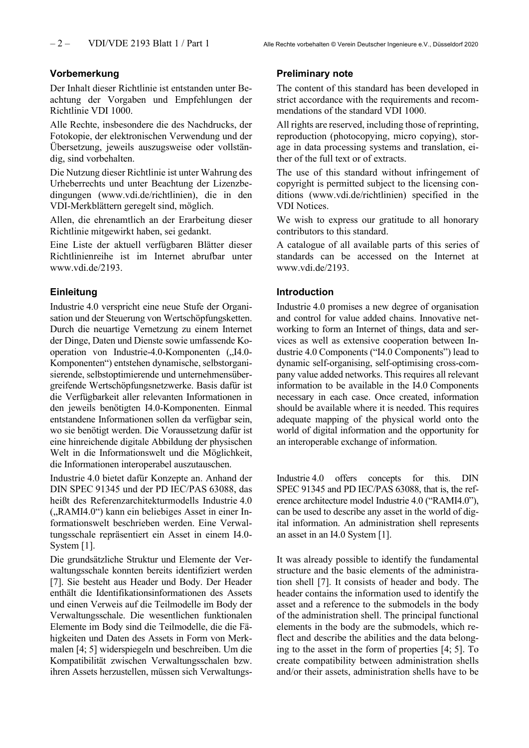## Vorbemerkung

Der Inhalt dieser Richtlinie ist entstanden unter Beachtung der Vorgaben und Empfehlungen der Richtlinie VDI 1000.

Alle Rechte, insbesondere die des Nachdrucks, der Fotokopie, der elektronischen Verwendung und der Übersetzung, jeweils auszugsweise oder vollständig, sind vorbehalten.

Die Nutzung dieser Richtlinie ist unter Wahrung des Urheberrechts und unter Beachtung der Lizenzbedingungen (www.vdi.de/richtlinien), die in den VDI-Merkblättern geregelt sind, möglich.

Allen, die ehrenamtlich an der Erarbeitung dieser Richtlinie mitgewirkt haben, sei gedankt.

Eine Liste der aktuell verfügbaren Blätter dieser Richtlinienreihe ist im Internet abrufbar unter www.vdi.de/2193.

## Einleitung

Industrie 4.0 verspricht eine neue Stufe der Organisation und der Steuerung von Wertschöpfungsketten. Durch die neuartige Vernetzung zu einem Internet der Dinge, Daten und Dienste sowie umfassende Kooperation von Industrie-4.0-Komponenten („I4.0-Komponenten") entstehen dynamische, selbstorganisierende, selbstoptimierende und unternehmensübergreifende Wertschöpfungsnetzwerke. Basis dafür ist die Verfügbarkeit aller relevanten Informationen in den jeweils benötigten I4.0-Komponenten. Einmal entstandene Informationen sollen da verfügbar sein, wo sie benötigt werden. Die Voraussetzung dafür ist eine hinreichende digitale Abbildung der physischen Welt in die Informationswelt und die Möglichkeit, die Informationen interoperabel auszutauschen.

Industrie 4.0 bietet dafür Konzepte an. Anhand der DIN SPEC 91345 und der PD IEC/PAS 63088, das heißt des Referenzarchitekturmodells Industrie 4.0 („RAMI4.0") kann ein beliebiges Asset in einer Informationswelt beschrieben werden. Eine Verwaltungsschale repräsentiert ein Asset in einem I4.0-System [1].

Die grundsätzliche Struktur und Elemente der Verwaltungsschale konnten bereits identifiziert werden [7]. Sie besteht aus Header und Body. Der Header enthält die Identifikationsinformationen des Assets und einen Verweis auf die Teilmodelle im Body der Verwaltungsschale. Die wesentlichen funktionalen Elemente im Body sind die Teilmodelle, die die Fähigkeiten und Daten des Assets in Form von Merkmalen [4; 5] widerspiegeln und beschreiben. Um die Kompatibilität zwischen Verwaltungsschalen bzw. ihren Assets herzustellen, müssen sich Verwaltungs-

## Preliminary note

The content of this standard has been developed in strict accordance with the requirements and recommendations of the standard VDI 1000.

All rights are reserved, including those of reprinting, reproduction (photocopying, micro copying), storage in data processing systems and translation, either of the full text or of extracts.

The use of this standard without infringement of copyright is permitted subject to the licensing conditions (www.vdi.de/richtlinien) specified in the VDI Notices.

We wish to express our gratitude to all honorary contributors to this standard.

A catalogue of all available parts of this series of standards can be accessed on the Internet at www.vdi.de/2193.

## Introduction

Industrie 4.0 promises a new degree of organisation and control for value added chains. Innovative networking to form an Internet of things, data and services as well as extensive cooperation between Industrie 4.0 Components ("I4.0 Components") lead to dynamic self-organising, self-optimising cross-company value added networks. This requires all relevant information to be available in the I4.0 Components necessary in each case. Once created, information should be available where it is needed. This requires adequate mapping of the physical world onto the world of digital information and the opportunity for an interoperable exchange of information.

Industrie 4.0 offers concepts for this. DIN SPEC 91345 and PD IEC/PAS 63088, that is, the reference architecture model Industrie 4.0 ("RAMI4.0"), can be used to describe any asset in the world of digital information. An administration shell represents an asset in an I4.0 System [1].

It was already possible to identify the fundamental structure and the basic elements of the administration shell [7]. It consists of header and body. The header contains the information used to identify the asset and a reference to the submodels in the body of the administration shell. The principal functional elements in the body are the submodels, which reflect and describe the abilities and the data belonging to the asset in the form of properties [4; 5]. To create compatibility between administration shells and/or their assets, administration shells have to be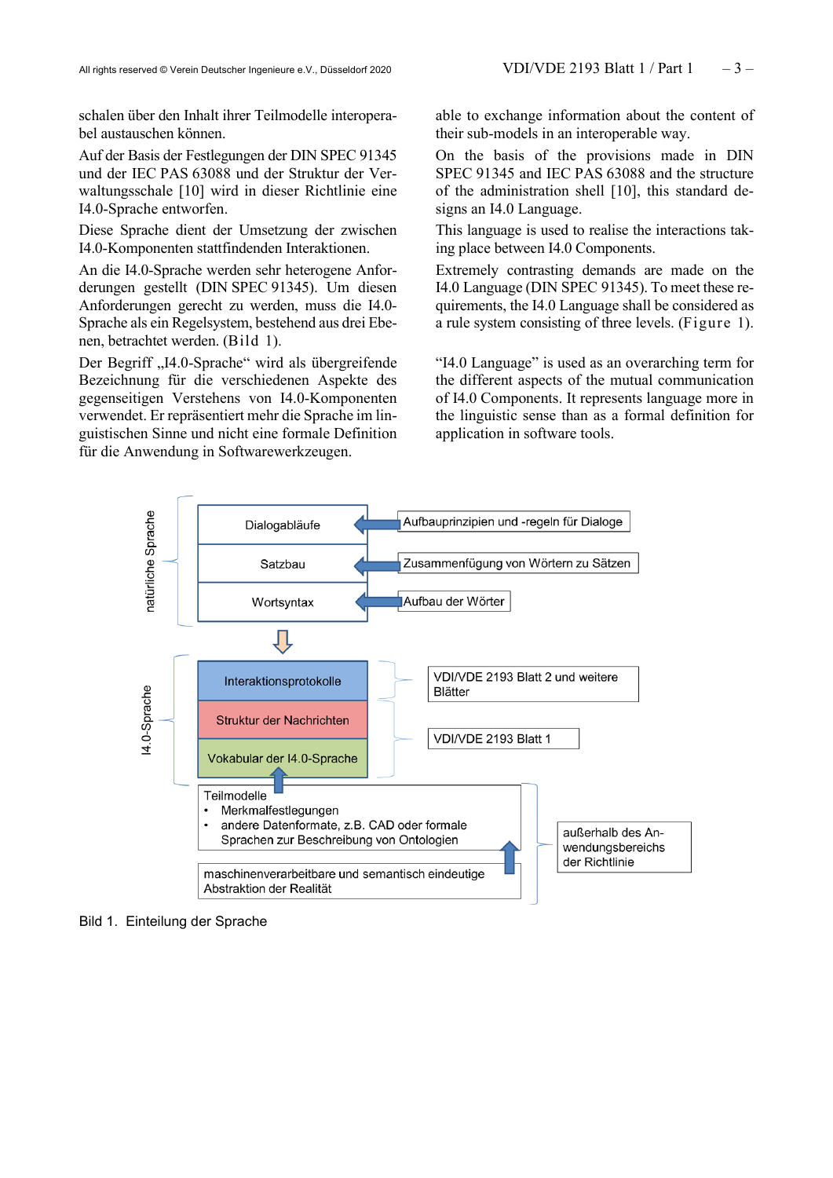schalen über den Inhalt ihrer Teilmodelle interoperabel austauschen können.

Auf der Basis der Festlegungen der DIN SPEC 91345 und der IEC PAS 63088 und der Struktur der Verwaltungsschale [10] wird in dieser Richtlinie eine I4.0-Sprache entworfen.

Diese Sprache dient der Umsetzung der zwischen I4.0-Komponenten stattfindenden Interaktionen.

An die I4.0-Sprache werden sehr heterogene Anforderungen gestellt (DIN SPEC 91345). Um diesen Anforderungen gerecht zu werden, muss die I4.0-Sprache als ein Regelsystem, bestehend aus drei Ebenen, betrachtet werden. (Bild 1).

Der Begriff „I4.0-Sprache" wird als übergreifende Bezeichnung für die verschiedenen Aspekte des gegenseitigen Verstehens von I4.0-Komponenten verwendet. Er repräsentiert mehr die Sprache im linguistischen Sinne und nicht eine formale Definition für die Anwendung in Softwarewerkzeugen.

able to exchange information about the content of their sub-models in an interoperable way.

On the basis of the provisions made in DIN SPEC 91345 and IEC PAS 63088 and the structure of the administration shell [10], this standard designs an I4.0 Language.

This language is used to realise the interactions taking place between I4.0 Components.

Extremely contrasting demands are made on the I4.0 Language (DIN SPEC 91345). To meet these requirements, the I4.0 Language shall be considered as a rule system consisting of three levels. (Figure 1).

"I4.0 Language" is used as an overarching term for the different aspects of the mutual communication of I4.0 Components. It represents language more in the linguistic sense than as a formal definition for application in software tools.

natürliche Sprache

- Dialogabläufe ← Aufbauprinzipien und -regeln für Dialoge
- Satzbau ← Zusammenfügung von Wörtern zu Sätzen
- Wortsyntax ← Aufbau der Wörter

I4.0-Sprache

- Interaktionsprotokolle — VDI/VDE 2193 Blatt 2 und weitere Blätter
- Struktur der Nachrichten — VDI/VDE 2193 Blatt 1
- Vokabular der I4.0-Sprache — VDI/VDE 2193 Blatt 1

Teilmodelle
- Merkmalfestlegungen
- andere Datenformate, z.B. CAD oder formale Sprachen zur Beschreibung von Ontologien

maschinenverarbeitbare und semantisch eindeutige Abstraktion der Realität

außerhalb des Anwendungsbereichs der Richtlinie

Bild 1. Einteilung der Sprache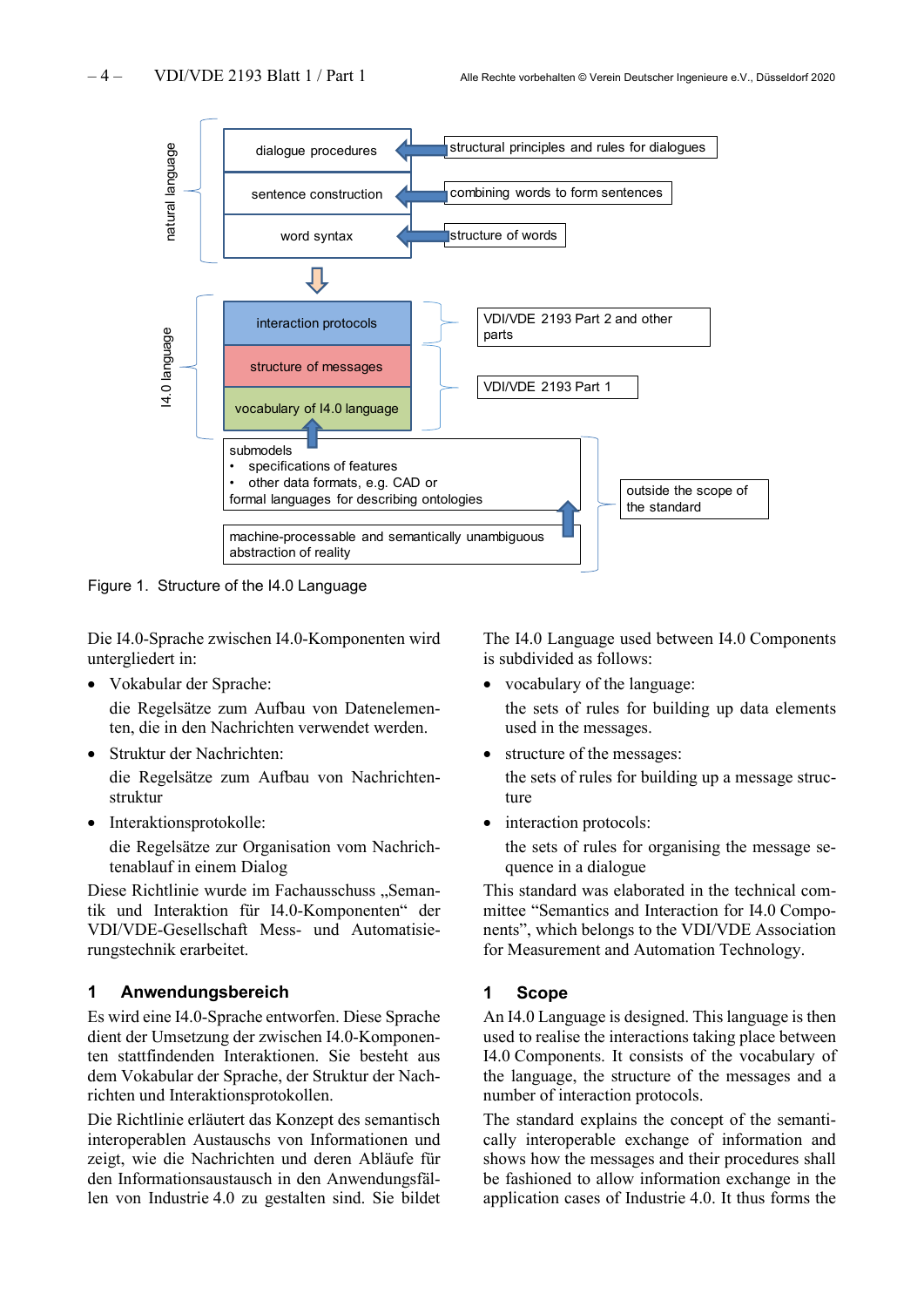natural language

dialogue procedures ← structural principles and rules for dialogues

sentence construction ← combining words to form sentences

word syntax ← structure of words

I4.0 language

interaction protocols — VDI/VDE 2193 Part 2 and other parts

structure of messages

vocabulary of I4.0 language — VDI/VDE 2193 Part 1

submodels
- specifications of features
- other data formats, e.g. CAD or

formal languages for describing ontologies

machine-processable and semantically unambiguous abstraction of reality

outside the scope of the standard

Figure 1. Structure of the I4.0 Language

Die I4.0-Sprache zwischen I4.0-Komponenten wird untergliedert in:

- Vokabular der Sprache:

  die Regelsätze zum Aufbau von Datenelementen, die in den Nachrichten verwendet werden.

- Struktur der Nachrichten:

  die Regelsätze zum Aufbau von Nachrichtenstruktur

- Interaktionsprotokolle:

  die Regelsätze zur Organisation vom Nachrichtenablauf in einem Dialog

Diese Richtlinie wurde im Fachausschuss „Semantik und Interaktion für I4.0-Komponenten" der VDI/VDE-Gesellschaft Mess- und Automatisierungstechnik erarbeitet.

The I4.0 Language used between I4.0 Components is subdivided as follows:

- vocabulary of the language:

  the sets of rules for building up data elements used in the messages.

- structure of the messages:

  the sets of rules for building up a message structure

- interaction protocols:

  the sets of rules for organising the message sequence in a dialogue

This standard was elaborated in the technical committee "Semantics and Interaction for I4.0 Components", which belongs to the VDI/VDE Association for Measurement and Automation Technology.

## 1 Anwendungsbereich

Es wird eine I4.0-Sprache entworfen. Diese Sprache dient der Umsetzung der zwischen I4.0-Komponenten stattfindenden Interaktionen. Sie besteht aus dem Vokabular der Sprache, der Struktur der Nachrichten und Interaktionsprotokollen.

Die Richtlinie erläutert das Konzept des semantisch interoperablen Austauschs von Informationen und zeigt, wie die Nachrichten und deren Abläufe für den Informationsaustausch in den Anwendungsfällen von Industrie 4.0 zu gestalten sind. Sie bildet

## 1 Scope

An I4.0 Language is designed. This language is then used to realise the interactions taking place between I4.0 Components. It consists of the vocabulary of the language, the structure of the messages and a number of interaction protocols.

The standard explains the concept of the semantically interoperable exchange of information and shows how the messages and their procedures shall be fashioned to allow information exchange in the application cases of Industrie 4.0. It thus forms the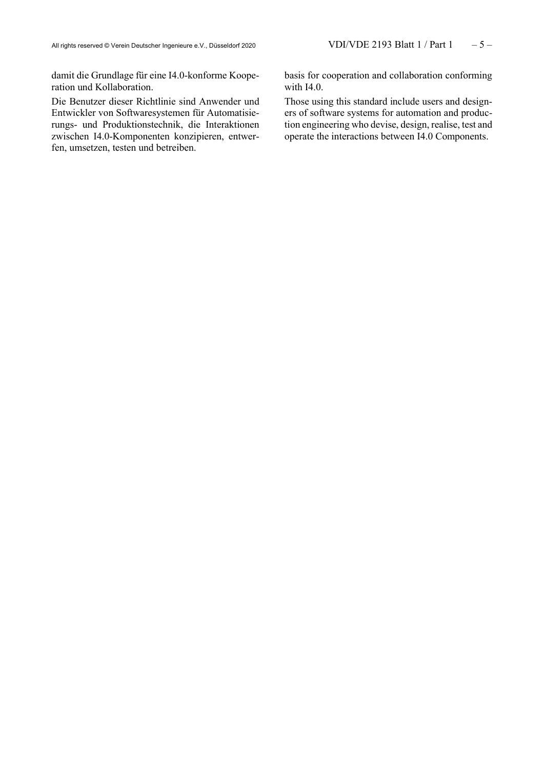damit die Grundlage für eine I4.0-konforme Kooperation und Kollaboration.

Die Benutzer dieser Richtlinie sind Anwender und Entwickler von Softwaresystemen für Automatisierungs- und Produktionstechnik, die Interaktionen zwischen I4.0-Komponenten konzipieren, entwerfen, umsetzen, testen und betreiben.

basis for cooperation and collaboration conforming with I4.0.

Those using this standard include users and designers of software systems for automation and production engineering who devise, design, realise, test and operate the interactions between I4.0 Components.